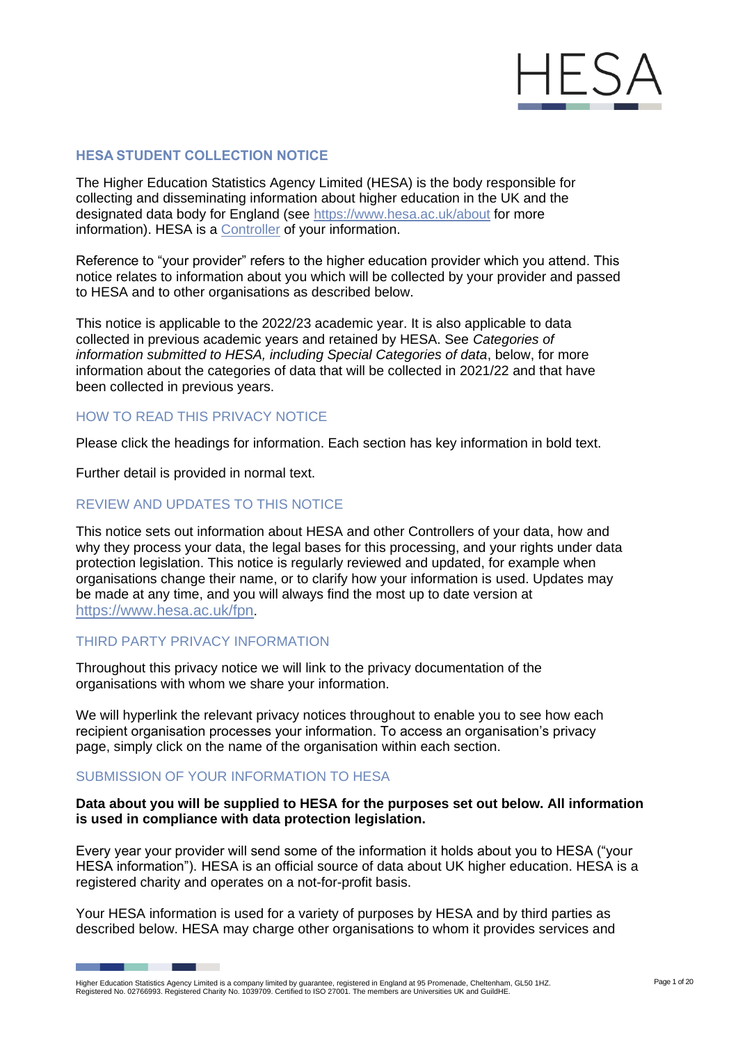# HESA STUDENT COLLECTION NOTICE

The Higher Education Statistics Agency Limited (HESA) is the body responsible for collecting and disseminating information about higher education in the UK and the designated data body for England (see https://www.hesa.ac.uk/about for more information). HESA is a Controller of your information.

Reference to "your provider" refers to the higher education provider which you attend. This notice relates to information about you which will be collected by your provider and passed to HESA and to other organisations as described below.

This notice is applicable to the 2022/23 academic year. It is also applicable to data collected in previous academic years and retained by HESA. See *Categories of information submitted to HESA, including Special Categories of data*, below, for more information about the categories of data that will be collected in 2021/22 and that have been collected in previous years.

## HOW TO READ THIS PRIVACY NOTICE

Please click the headings for information. Each section has key information in bold text.

Further detail is provided in normal text.

## REVIEW AND UPDATES TO THIS NOTICE

This notice sets out information about HESA and other Controllers of your data, how and why they process your data, the legal bases for this processing, and your rights under data protection legislation. This notice is regularly reviewed and updated, for example when organisations change their name, or to clarify how your information is used. Updates may be made at any time, and you will always find the most up to date version at https://www.hesa.ac.uk/fpn.

## THIRD PARTY PRIVACY INFORMATION

Throughout this privacy notice we will link to the privacy documentation of the organisations with whom we share your information.

We will hyperlink the relevant privacy notices throughout to enable you to see how each recipient organisation processes your information. To access an organisation's privacy page, simply click on the name of the organisation within each section.

## SUBMISSION OF YOUR INFORMATION TO HESA

**Data about you will be supplied to HESA for the purposes set out below. All information is used in compliance with data protection legislation.**

Every year your provider will send some of the information it holds about you to HESA ("your HESA information"). HESA is an official source of data about UK higher education. HESA is a registered charity and operates on a not-for-profit basis.

Your HESA information is used for a variety of purposes by HESA and by third parties as described below. HESA may charge other organisations to whom it provides services and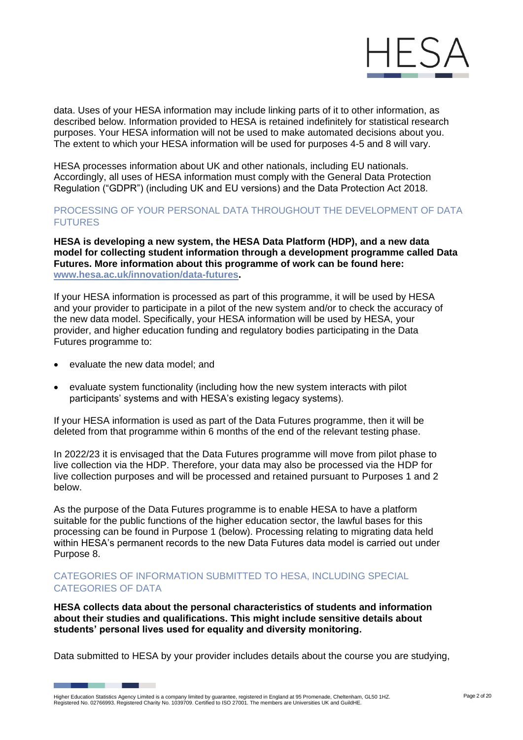data. Uses of your HESA information may include linking parts of it to other information, as described below. Information provided to HESA is retained indefinitely for statistical research purposes. Your HESA information will not be used to make automated decisions about you. The extent to which your HESA information will be used for purposes 4-5 and 8 will vary.

HESA processes information about UK and other nationals, including EU nationals. Accordingly, all uses of HESA information must comply with the General Data Protection Regulation ("GDPR") (including UK and EU versions) and the Data Protection Act 2018.

## PROCESSING OF YOUR PERSONAL DATA THROUGHOUT THE DEVELOPMENT OF DATA FUTURES

**HESA is developing a new system, the HESA Data Platform (HDP), and a new data model for collecting student information through a development programme called Data Futures. More information about this programme of work can be found here: www.hesa.ac.uk/innovation/data-futures.**

If your HESA information is processed as part of this programme, it will be used by HESA and your provider to participate in a pilot of the new system and/or to check the accuracy of the new data model. Specifically, your HESA information will be used by HESA, your provider, and higher education funding and regulatory bodies participating in the Data Futures programme to:

- evaluate the new data model; and
- evaluate system functionality (including how the new system interacts with pilot participants' systems and with HESA's existing legacy systems).

If your HESA information is used as part of the Data Futures programme, then it will be deleted from that programme within 6 months of the end of the relevant testing phase.

In 2022/23 it is envisaged that the Data Futures programme will move from pilot phase to live collection via the HDP. Therefore, your data may also be processed via the HDP for live collection purposes and will be processed and retained pursuant to Purposes 1 and 2 below.

As the purpose of the Data Futures programme is to enable HESA to have a platform suitable for the public functions of the higher education sector, the lawful bases for this processing can be found in Purpose 1 (below). Processing relating to migrating data held within HESA's permanent records to the new Data Futures data model is carried out under Purpose 8.

## CATEGORIES OF INFORMATION SUBMITTED TO HESA, INCLUDING SPECIAL CATEGORIES OF DATA

**HESA collects data about the personal characteristics of students and information about their studies and qualifications. This might include sensitive details about students' personal lives used for equality and diversity monitoring.**

Data submitted to HESA by your provider includes details about the course you are studying,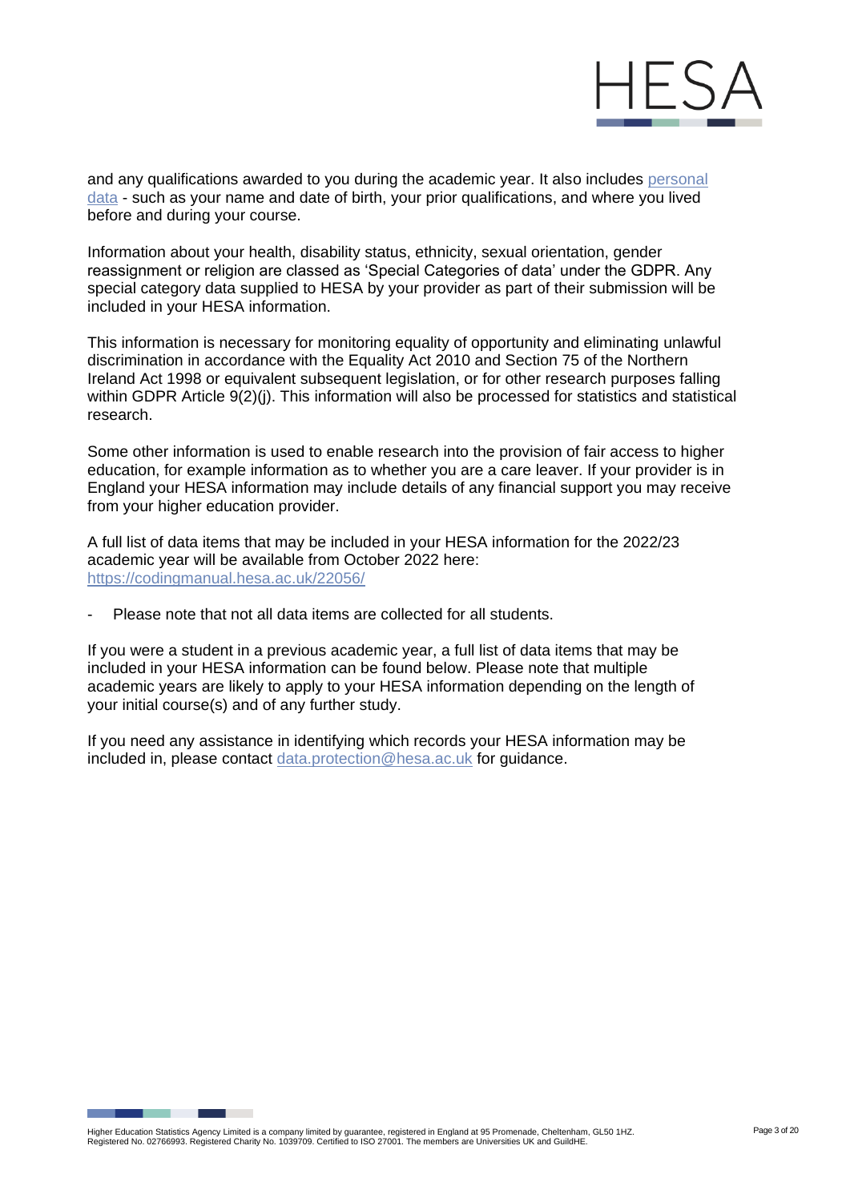and any qualifications awarded to you during the academic year. It also includes [personal data](personal data) - such as your name and date of birth, your prior qualifications, and where you lived before and during your course.

Information about your health, disability status, ethnicity, sexual orientation, gender reassignment or religion are classed as 'Special Categories of data' under the GDPR. Any special category data supplied to HESA by your provider as part of their submission will be included in your HESA information.

This information is necessary for monitoring equality of opportunity and eliminating unlawful discrimination in accordance with the Equality Act 2010 and Section 75 of the Northern Ireland Act 1998 or equivalent subsequent legislation, or for other research purposes falling within GDPR Article 9(2)(j). This information will also be processed for statistics and statistical research.

Some other information is used to enable research into the provision of fair access to higher education, for example information as to whether you are a care leaver. If your provider is in England your HESA information may include details of any financial support you may receive from your higher education provider.

A full list of data items that may be included in your HESA information for the 2022/23 academic year will be available from October 2022 here: https://codingmanual.hesa.ac.uk/22056/

- Please note that not all data items are collected for all students.

If you were a student in a previous academic year, a full list of data items that may be included in your HESA information can be found below. Please note that multiple academic years are likely to apply to your HESA information depending on the length of your initial course(s) and of any further study.

If you need any assistance in identifying which records your HESA information may be included in, please contact data.protection@hesa.ac.uk for guidance.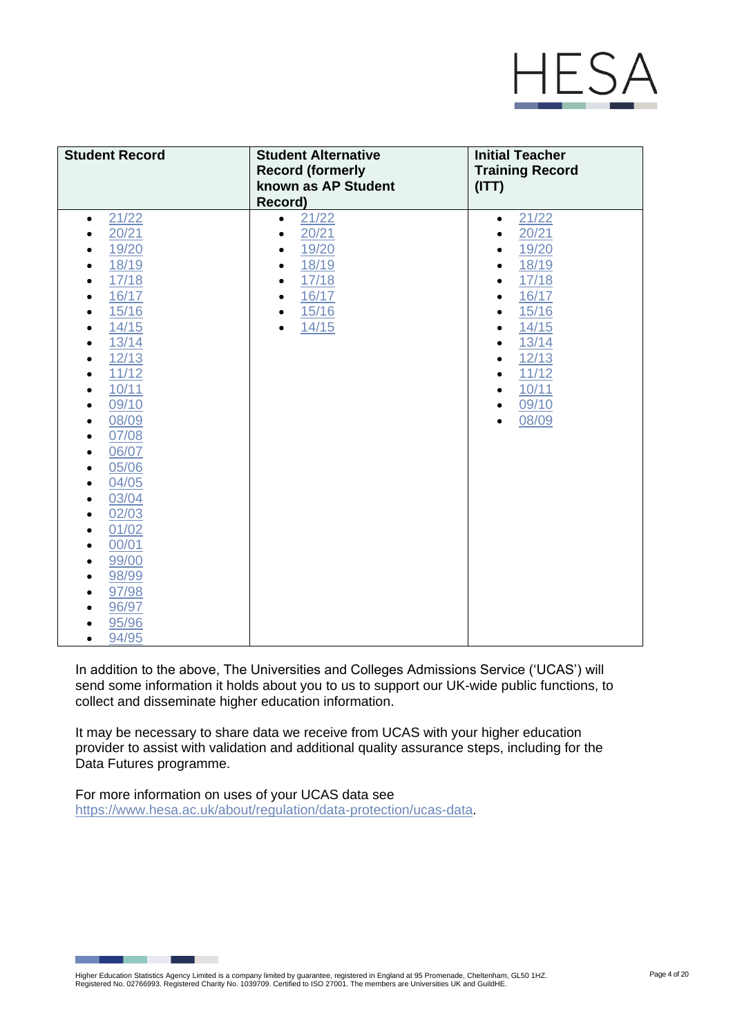| Student Record | Student Alternative Record (formerly known as AP Student Record) | Initial Teacher Training Record (ITT) |
|---|---|---|
| • 21/22<br>• 20/21<br>• 19/20<br>• 18/19<br>• 17/18<br>• 16/17<br>• 15/16<br>• 14/15<br>• 13/14<br>• 12/13<br>• 11/12<br>• 10/11<br>• 09/10<br>• 08/09<br>• 07/08<br>• 06/07<br>• 05/06<br>• 04/05<br>• 03/04<br>• 02/03<br>• 01/02<br>• 00/01<br>• 99/00<br>• 98/99<br>• 97/98<br>• 96/97<br>• 95/96<br>• 94/95 | • 21/22<br>• 20/21<br>• 19/20<br>• 18/19<br>• 17/18<br>• 16/17<br>• 15/16<br>• 14/15 | • 21/22<br>• 20/21<br>• 19/20<br>• 18/19<br>• 17/18<br>• 16/17<br>• 15/16<br>• 14/15<br>• 13/14<br>• 12/13<br>• 11/12<br>• 10/11<br>• 09/10<br>• 08/09 |

In addition to the above, The Universities and Colleges Admissions Service ('UCAS') will send some information it holds about you to us to support our UK-wide public functions, to collect and disseminate higher education information.

It may be necessary to share data we receive from UCAS with your higher education provider to assist with validation and additional quality assurance steps, including for the Data Futures programme.

For more information on uses of your UCAS data see https://www.hesa.ac.uk/about/regulation/data-protection/ucas-data.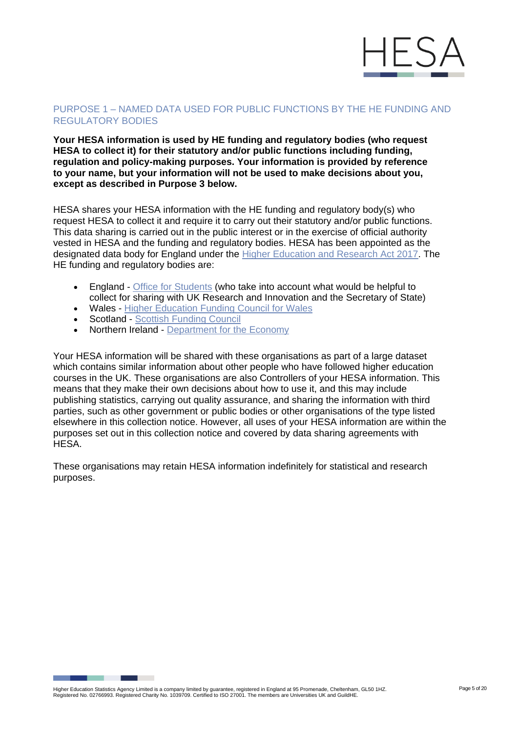## PURPOSE 1 – NAMED DATA USED FOR PUBLIC FUNCTIONS BY THE HE FUNDING AND REGULATORY BODIES

**Your HESA information is used by HE funding and regulatory bodies (who request HESA to collect it) for their statutory and/or public functions including funding, regulation and policy-making purposes. Your information is provided by reference to your name, but your information will not be used to make decisions about you, except as described in Purpose 3 below.**

HESA shares your HESA information with the HE funding and regulatory body(s) who request HESA to collect it and require it to carry out their statutory and/or public functions. This data sharing is carried out in the public interest or in the exercise of official authority vested in HESA and the funding and regulatory bodies. HESA has been appointed as the designated data body for England under the Higher Education and Research Act 2017. The HE funding and regulatory bodies are:

- England - Office for Students (who take into account what would be helpful to collect for sharing with UK Research and Innovation and the Secretary of State)
- Wales - Higher Education Funding Council for Wales
- Scotland - Scottish Funding Council
- Northern Ireland - Department for the Economy

Your HESA information will be shared with these organisations as part of a large dataset which contains similar information about other people who have followed higher education courses in the UK. These organisations are also Controllers of your HESA information. This means that they make their own decisions about how to use it, and this may include publishing statistics, carrying out quality assurance, and sharing the information with third parties, such as other government or public bodies or other organisations of the type listed elsewhere in this collection notice. However, all uses of your HESA information are within the purposes set out in this collection notice and covered by data sharing agreements with HESA.

These organisations may retain HESA information indefinitely for statistical and research purposes.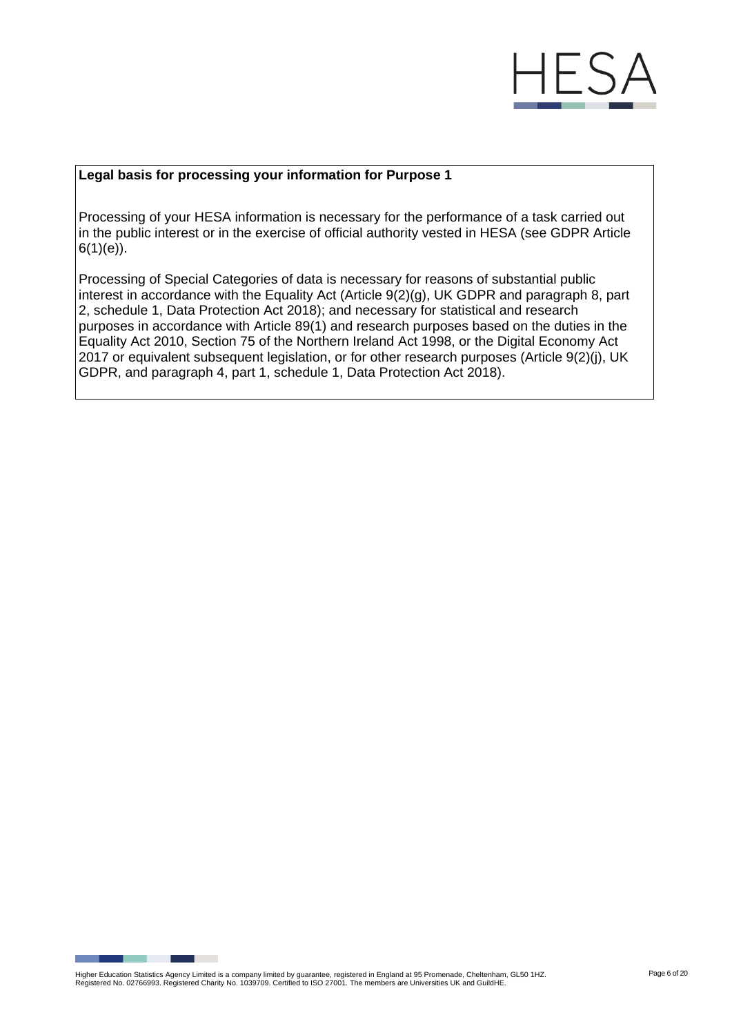**Legal basis for processing your information for Purpose 1**

Processing of your HESA information is necessary for the performance of a task carried out in the public interest or in the exercise of official authority vested in HESA (see GDPR Article 6(1)(e)).

Processing of Special Categories of data is necessary for reasons of substantial public interest in accordance with the Equality Act (Article 9(2)(g), UK GDPR and paragraph 8, part 2, schedule 1, Data Protection Act 2018); and necessary for statistical and research purposes in accordance with Article 89(1) and research purposes based on the duties in the Equality Act 2010, Section 75 of the Northern Ireland Act 1998, or the Digital Economy Act 2017 or equivalent subsequent legislation, or for other research purposes (Article 9(2)(j), UK GDPR, and paragraph 4, part 1, schedule 1, Data Protection Act 2018).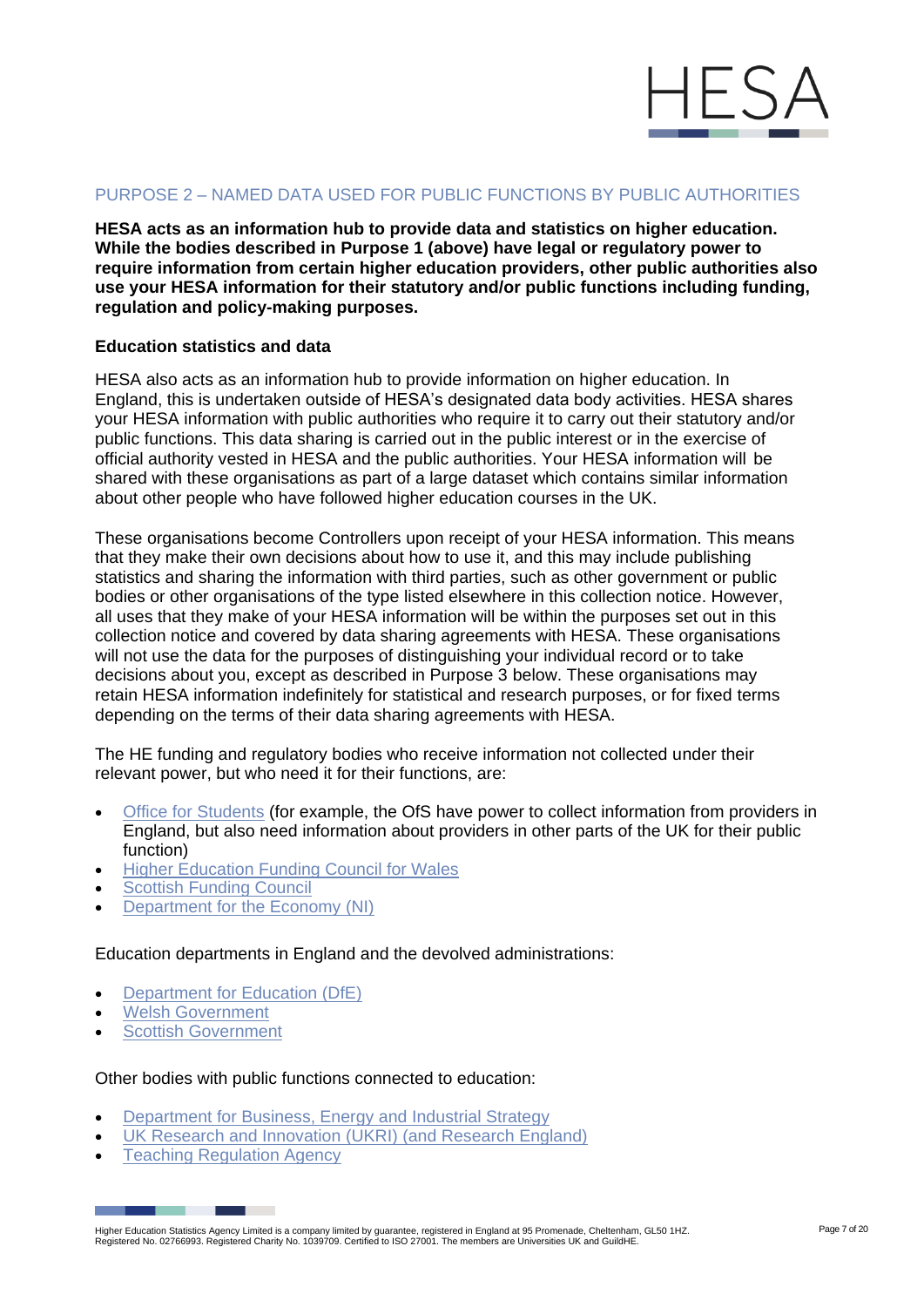## PURPOSE 2 – NAMED DATA USED FOR PUBLIC FUNCTIONS BY PUBLIC AUTHORITIES

**HESA acts as an information hub to provide data and statistics on higher education. While the bodies described in Purpose 1 (above) have legal or regulatory power to require information from certain higher education providers, other public authorities also use your HESA information for their statutory and/or public functions including funding, regulation and policy-making purposes.**

### Education statistics and data

HESA also acts as an information hub to provide information on higher education. In England, this is undertaken outside of HESA's designated data body activities. HESA shares your HESA information with public authorities who require it to carry out their statutory and/or public functions. This data sharing is carried out in the public interest or in the exercise of official authority vested in HESA and the public authorities. Your HESA information will be shared with these organisations as part of a large dataset which contains similar information about other people who have followed higher education courses in the UK.

These organisations become Controllers upon receipt of your HESA information. This means that they make their own decisions about how to use it, and this may include publishing statistics and sharing the information with third parties, such as other government or public bodies or other organisations of the type listed elsewhere in this collection notice. However, all uses that they make of your HESA information will be within the purposes set out in this collection notice and covered by data sharing agreements with HESA. These organisations will not use the data for the purposes of distinguishing your individual record or to take decisions about you, except as described in Purpose 3 below. These organisations may retain HESA information indefinitely for statistical and research purposes, or for fixed terms depending on the terms of their data sharing agreements with HESA.

The HE funding and regulatory bodies who receive information not collected under their relevant power, but who need it for their functions, are:

- Office for Students (for example, the OfS have power to collect information from providers in England, but also need information about providers in other parts of the UK for their public function)
- Higher Education Funding Council for Wales
- Scottish Funding Council
- Department for the Economy (NI)

Education departments in England and the devolved administrations:

- Department for Education (DfE)
- Welsh Government
- Scottish Government

Other bodies with public functions connected to education:

- Department for Business, Energy and Industrial Strategy
- UK Research and Innovation (UKRI) (and Research England)
- Teaching Regulation Agency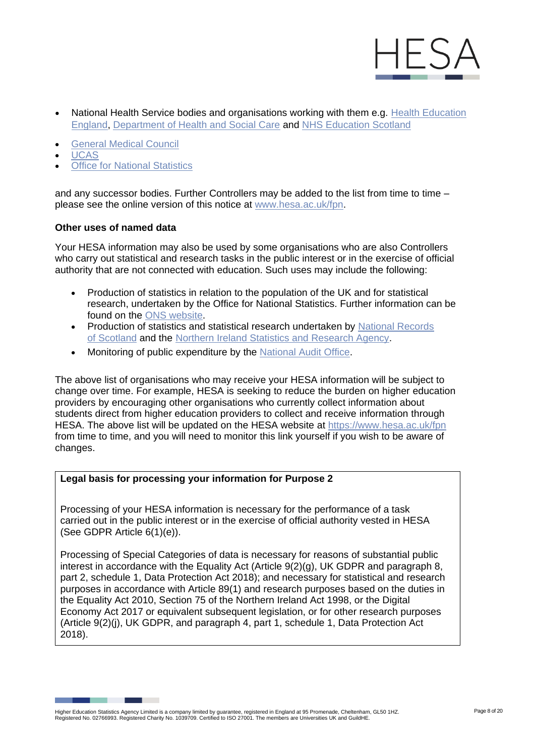- National Health Service bodies and organisations working with them e.g. Health Education England, Department of Health and Social Care and NHS Education Scotland
- General Medical Council
- UCAS
- Office for National Statistics

and any successor bodies. Further Controllers may be added to the list from time to time – please see the online version of this notice at www.hesa.ac.uk/fpn.

**Other uses of named data**

Your HESA information may also be used by some organisations who are also Controllers who carry out statistical and research tasks in the public interest or in the exercise of official authority that are not connected with education. Such uses may include the following:

- Production of statistics in relation to the population of the UK and for statistical research, undertaken by the Office for National Statistics. Further information can be found on the ONS website.
- Production of statistics and statistical research undertaken by National Records of Scotland and the Northern Ireland Statistics and Research Agency.
- Monitoring of public expenditure by the National Audit Office.

The above list of organisations who may receive your HESA information will be subject to change over time. For example, HESA is seeking to reduce the burden on higher education providers by encouraging other organisations who currently collect information about students direct from higher education providers to collect and receive information through HESA. The above list will be updated on the HESA website at https://www.hesa.ac.uk/fpn from time to time, and you will need to monitor this link yourself if you wish to be aware of changes.

**Legal basis for processing your information for Purpose 2**

Processing of your HESA information is necessary for the performance of a task carried out in the public interest or in the exercise of official authority vested in HESA (See GDPR Article 6(1)(e)).

Processing of Special Categories of data is necessary for reasons of substantial public interest in accordance with the Equality Act (Article 9(2)(g), UK GDPR and paragraph 8, part 2, schedule 1, Data Protection Act 2018); and necessary for statistical and research purposes in accordance with Article 89(1) and research purposes based on the duties in the Equality Act 2010, Section 75 of the Northern Ireland Act 1998, or the Digital Economy Act 2017 or equivalent subsequent legislation, or for other research purposes (Article 9(2)(j), UK GDPR, and paragraph 4, part 1, schedule 1, Data Protection Act 2018).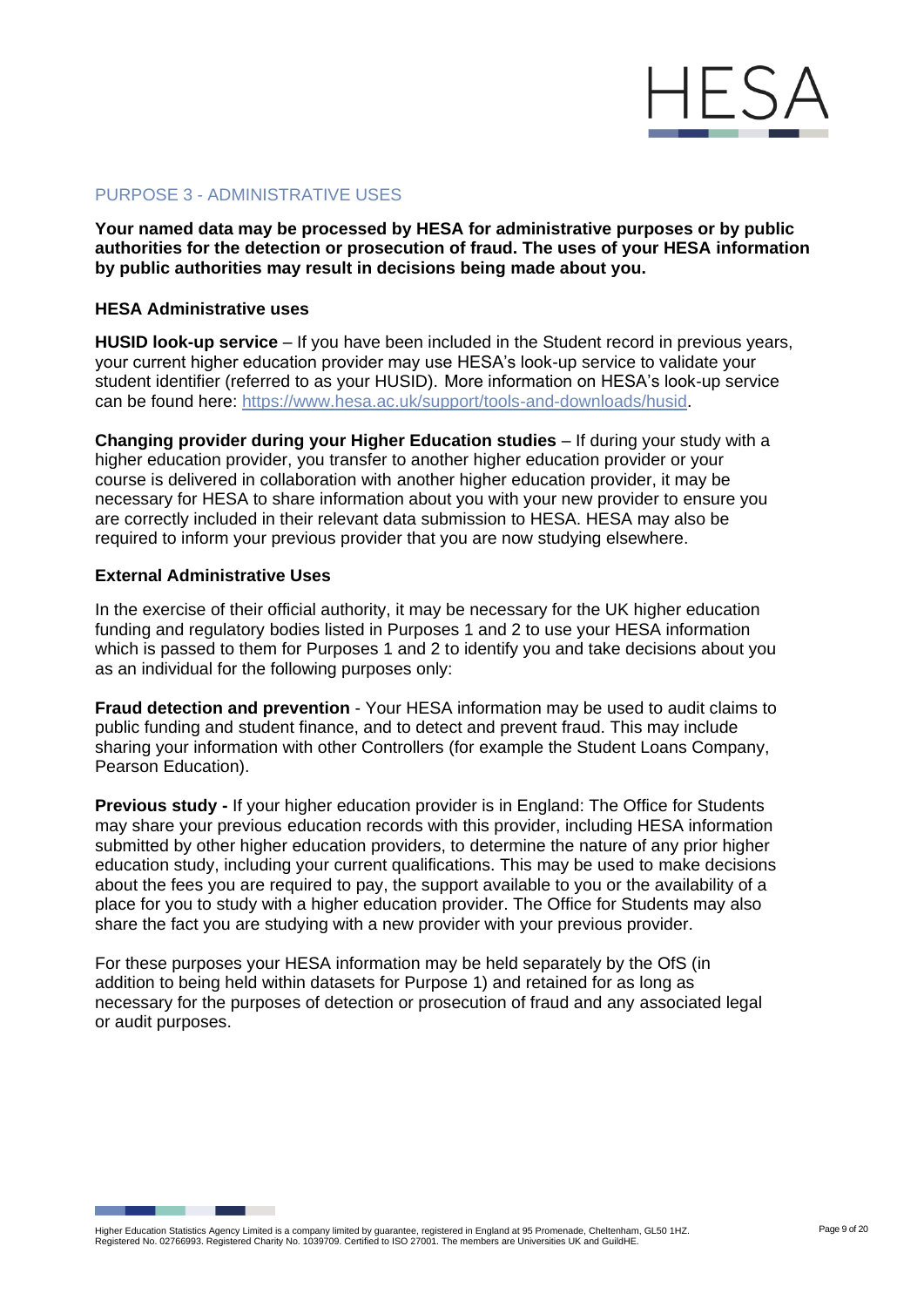## PURPOSE 3 - ADMINISTRATIVE USES

**Your named data may be processed by HESA for administrative purposes or by public authorities for the detection or prosecution of fraud. The uses of your HESA information by public authorities may result in decisions being made about you.**

### HESA Administrative uses

**HUSID look-up service** – If you have been included in the Student record in previous years, your current higher education provider may use HESA's look-up service to validate your student identifier (referred to as your HUSID). More information on HESA's look-up service can be found here: https://www.hesa.ac.uk/support/tools-and-downloads/husid.

**Changing provider during your Higher Education studies** – If during your study with a higher education provider, you transfer to another higher education provider or your course is delivered in collaboration with another higher education provider, it may be necessary for HESA to share information about you with your new provider to ensure you are correctly included in their relevant data submission to HESA. HESA may also be required to inform your previous provider that you are now studying elsewhere.

### External Administrative Uses

In the exercise of their official authority, it may be necessary for the UK higher education funding and regulatory bodies listed in Purposes 1 and 2 to use your HESA information which is passed to them for Purposes 1 and 2 to identify you and take decisions about you as an individual for the following purposes only:

**Fraud detection and prevention** - Your HESA information may be used to audit claims to public funding and student finance, and to detect and prevent fraud. This may include sharing your information with other Controllers (for example the Student Loans Company, Pearson Education).

**Previous study -** If your higher education provider is in England: The Office for Students may share your previous education records with this provider, including HESA information submitted by other higher education providers, to determine the nature of any prior higher education study, including your current qualifications. This may be used to make decisions about the fees you are required to pay, the support available to you or the availability of a place for you to study with a higher education provider. The Office for Students may also share the fact you are studying with a new provider with your previous provider.

For these purposes your HESA information may be held separately by the OfS (in addition to being held within datasets for Purpose 1) and retained for as long as necessary for the purposes of detection or prosecution of fraud and any associated legal or audit purposes.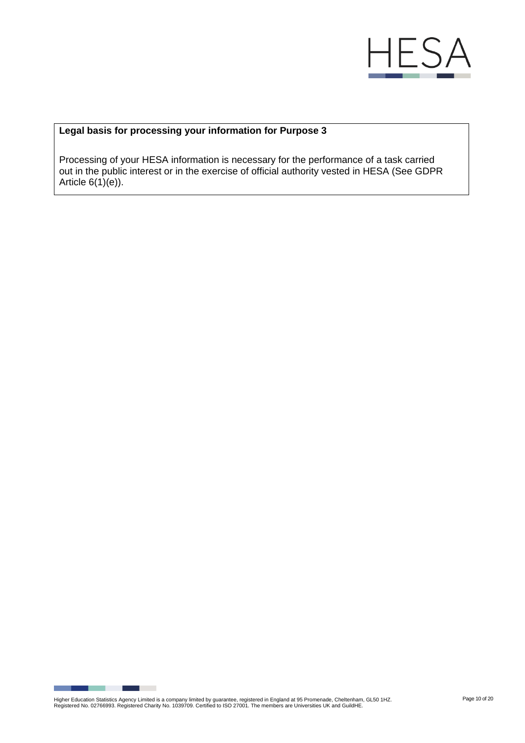**Legal basis for processing your information for Purpose 3**

Processing of your HESA information is necessary for the performance of a task carried out in the public interest or in the exercise of official authority vested in HESA (See GDPR Article 6(1)(e)).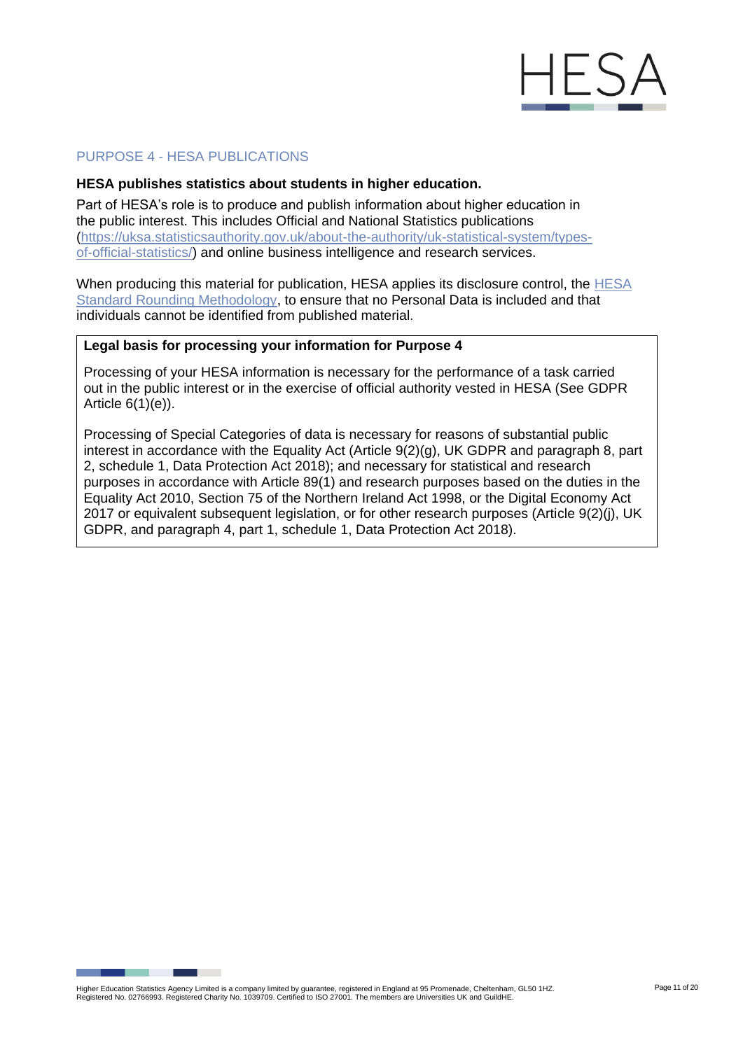## PURPOSE 4 - HESA PUBLICATIONS

**HESA publishes statistics about students in higher education.**

Part of HESA's role is to produce and publish information about higher education in the public interest. This includes Official and National Statistics publications (https://uksa.statisticsauthority.gov.uk/about-the-authority/uk-statistical-system/types-of-official-statistics/) and online business intelligence and research services.

When producing this material for publication, HESA applies its disclosure control, the HESA Standard Rounding Methodology, to ensure that no Personal Data is included and that individuals cannot be identified from published material.

**Legal basis for processing your information for Purpose 4**

Processing of your HESA information is necessary for the performance of a task carried out in the public interest or in the exercise of official authority vested in HESA (See GDPR Article 6(1)(e)).

Processing of Special Categories of data is necessary for reasons of substantial public interest in accordance with the Equality Act (Article 9(2)(g), UK GDPR and paragraph 8, part 2, schedule 1, Data Protection Act 2018); and necessary for statistical and research purposes in accordance with Article 89(1) and research purposes based on the duties in the Equality Act 2010, Section 75 of the Northern Ireland Act 1998, or the Digital Economy Act 2017 or equivalent subsequent legislation, or for other research purposes (Article 9(2)(j), UK GDPR, and paragraph 4, part 1, schedule 1, Data Protection Act 2018).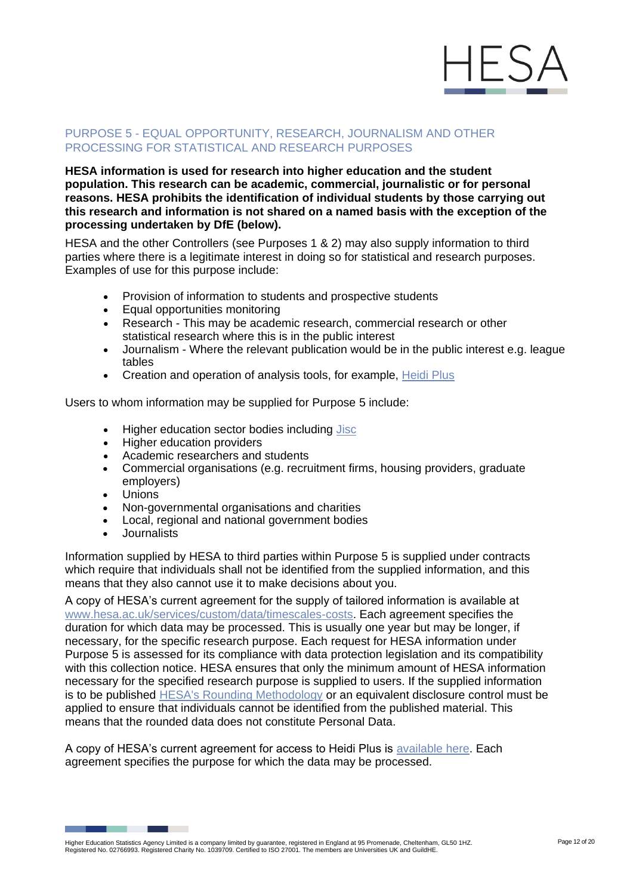## PURPOSE 5 - EQUAL OPPORTUNITY, RESEARCH, JOURNALISM AND OTHER PROCESSING FOR STATISTICAL AND RESEARCH PURPOSES

**HESA information is used for research into higher education and the student population. This research can be academic, commercial, journalistic or for personal reasons. HESA prohibits the identification of individual students by those carrying out this research and information is not shared on a named basis with the exception of the processing undertaken by DfE (below).**

HESA and the other Controllers (see Purposes 1 & 2) may also supply information to third parties where there is a legitimate interest in doing so for statistical and research purposes. Examples of use for this purpose include:

- Provision of information to students and prospective students
- Equal opportunities monitoring
- Research - This may be academic research, commercial research or other statistical research where this is in the public interest
- Journalism - Where the relevant publication would be in the public interest e.g. league tables
- Creation and operation of analysis tools, for example, Heidi Plus

Users to whom information may be supplied for Purpose 5 include:

- Higher education sector bodies including Jisc
- Higher education providers
- Academic researchers and students
- Commercial organisations (e.g. recruitment firms, housing providers, graduate employers)
- Unions
- Non-governmental organisations and charities
- Local, regional and national government bodies
- Journalists

Information supplied by HESA to third parties within Purpose 5 is supplied under contracts which require that individuals shall not be identified from the supplied information, and this means that they also cannot use it to make decisions about you.

A copy of HESA's current agreement for the supply of tailored information is available at www.hesa.ac.uk/services/custom/data/timescales-costs. Each agreement specifies the duration for which data may be processed. This is usually one year but may be longer, if necessary, for the specific research purpose. Each request for HESA information under Purpose 5 is assessed for its compliance with data protection legislation and its compatibility with this collection notice. HESA ensures that only the minimum amount of HESA information necessary for the specified research purpose is supplied to users. If the supplied information is to be published HESA's Rounding Methodology or an equivalent disclosure control must be applied to ensure that individuals cannot be identified from the published material. This means that the rounded data does not constitute Personal Data.

A copy of HESA's current agreement for access to Heidi Plus is available here. Each agreement specifies the purpose for which the data may be processed.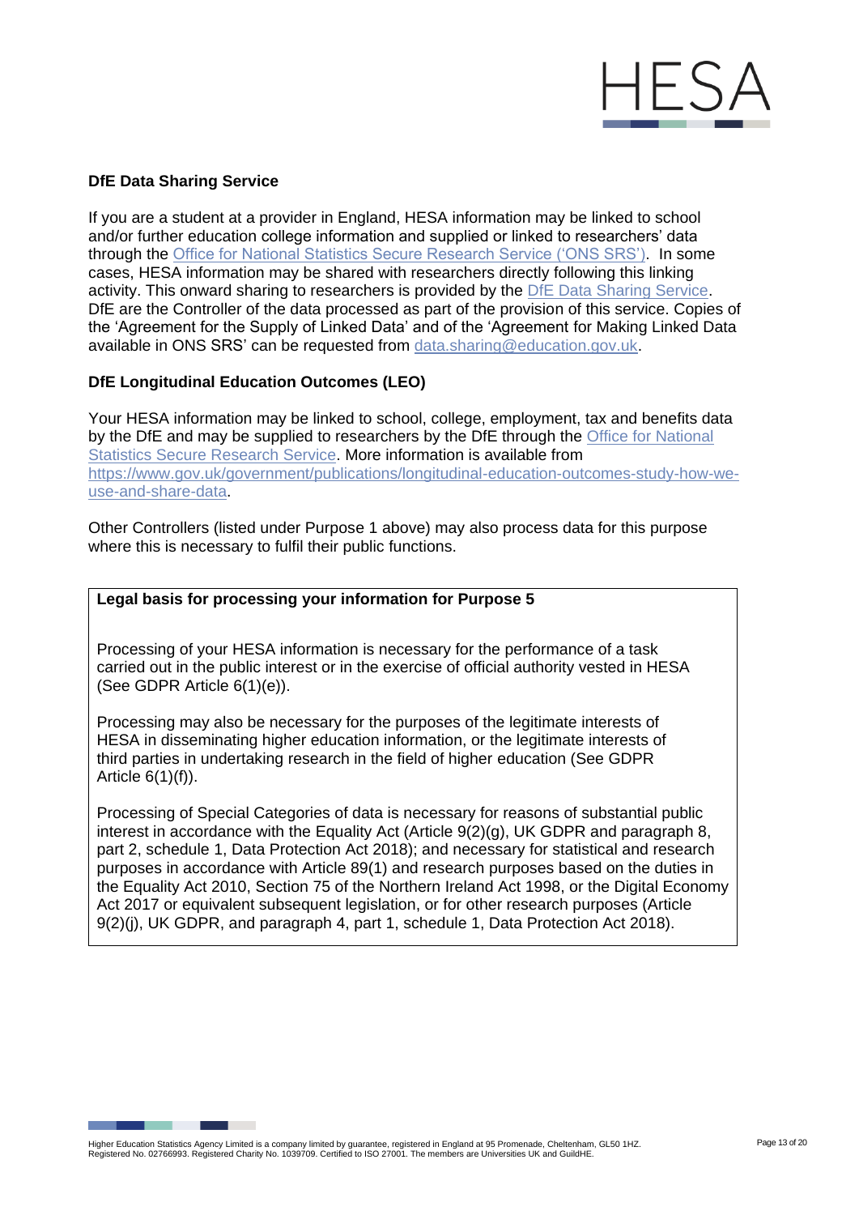### DfE Data Sharing Service

If you are a student at a provider in England, HESA information may be linked to school and/or further education college information and supplied or linked to researchers' data through the Office for National Statistics Secure Research Service ('ONS SRS'). In some cases, HESA information may be shared with researchers directly following this linking activity. This onward sharing to researchers is provided by the DfE Data Sharing Service. DfE are the Controller of the data processed as part of the provision of this service. Copies of the 'Agreement for the Supply of Linked Data' and of the 'Agreement for Making Linked Data available in ONS SRS' can be requested from data.sharing@education.gov.uk.

### DfE Longitudinal Education Outcomes (LEO)

Your HESA information may be linked to school, college, employment, tax and benefits data by the DfE and may be supplied to researchers by the DfE through the Office for National Statistics Secure Research Service. More information is available from https://www.gov.uk/government/publications/longitudinal-education-outcomes-study-how-we-use-and-share-data.

Other Controllers (listed under Purpose 1 above) may also process data for this purpose where this is necessary to fulfil their public functions.

**Legal basis for processing your information for Purpose 5**

Processing of your HESA information is necessary for the performance of a task carried out in the public interest or in the exercise of official authority vested in HESA (See GDPR Article 6(1)(e)).

Processing may also be necessary for the purposes of the legitimate interests of HESA in disseminating higher education information, or the legitimate interests of third parties in undertaking research in the field of higher education (See GDPR Article 6(1)(f)).

Processing of Special Categories of data is necessary for reasons of substantial public interest in accordance with the Equality Act (Article 9(2)(g), UK GDPR and paragraph 8, part 2, schedule 1, Data Protection Act 2018); and necessary for statistical and research purposes in accordance with Article 89(1) and research purposes based on the duties in the Equality Act 2010, Section 75 of the Northern Ireland Act 1998, or the Digital Economy Act 2017 or equivalent subsequent legislation, or for other research purposes (Article 9(2)(j), UK GDPR, and paragraph 4, part 1, schedule 1, Data Protection Act 2018).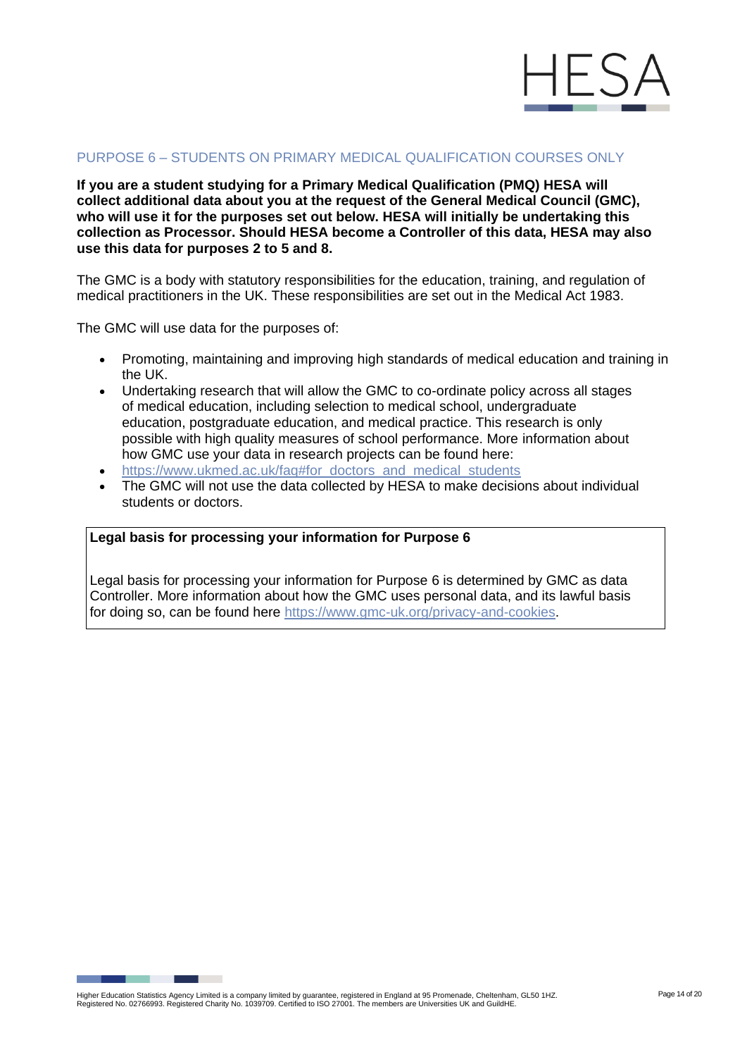## PURPOSE 6 – STUDENTS ON PRIMARY MEDICAL QUALIFICATION COURSES ONLY

**If you are a student studying for a Primary Medical Qualification (PMQ) HESA will collect additional data about you at the request of the General Medical Council (GMC), who will use it for the purposes set out below. HESA will initially be undertaking this collection as Processor. Should HESA become a Controller of this data, HESA may also use this data for purposes 2 to 5 and 8.**

The GMC is a body with statutory responsibilities for the education, training, and regulation of medical practitioners in the UK. These responsibilities are set out in the Medical Act 1983.

The GMC will use data for the purposes of:

- Promoting, maintaining and improving high standards of medical education and training in the UK.
- Undertaking research that will allow the GMC to co-ordinate policy across all stages of medical education, including selection to medical school, undergraduate education, postgraduate education, and medical practice. This research is only possible with high quality measures of school performance. More information about how GMC use your data in research projects can be found here:
- [https://www.ukmed.ac.uk/faq#for_doctors_and_medical_students](https://www.ukmed.ac.uk/faq#for_doctors_and_medical_students)
- The GMC will not use the data collected by HESA to make decisions about individual students or doctors.

**Legal basis for processing your information for Purpose 6**

Legal basis for processing your information for Purpose 6 is determined by GMC as data Controller. More information about how the GMC uses personal data, and its lawful basis for doing so, can be found here [https://www.gmc-uk.org/privacy-and-cookies](https://www.gmc-uk.org/privacy-and-cookies).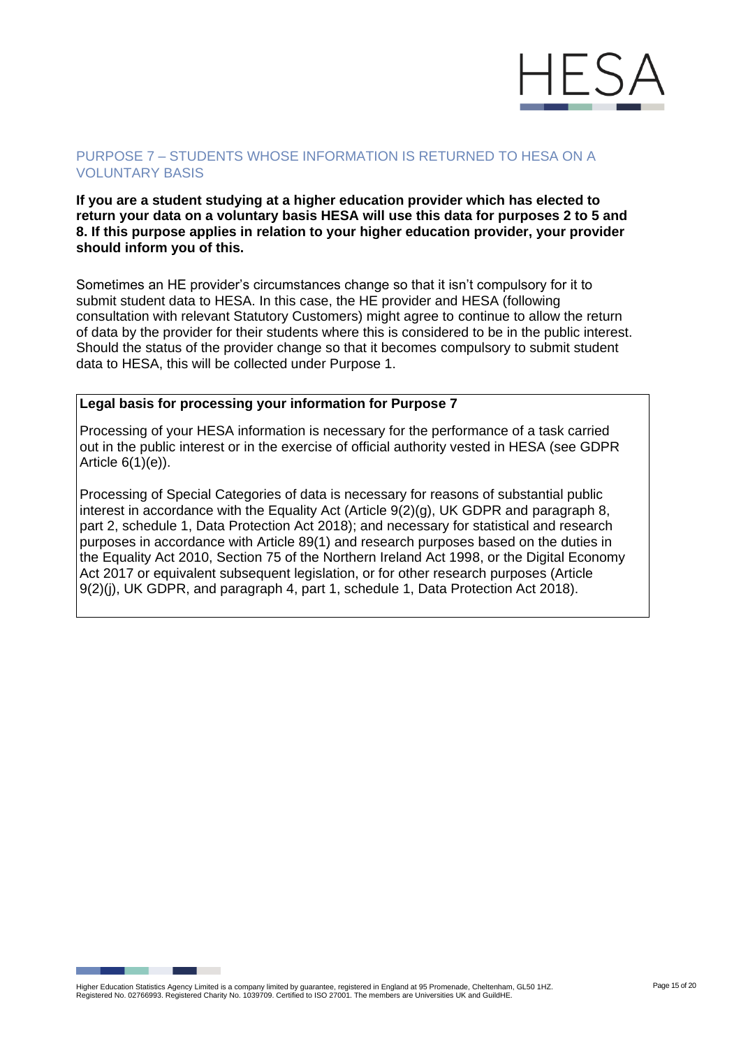## PURPOSE 7 – STUDENTS WHOSE INFORMATION IS RETURNED TO HESA ON A VOLUNTARY BASIS

**If you are a student studying at a higher education provider which has elected to return your data on a voluntary basis HESA will use this data for purposes 2 to 5 and 8. If this purpose applies in relation to your higher education provider, your provider should inform you of this.**

Sometimes an HE provider's circumstances change so that it isn't compulsory for it to submit student data to HESA. In this case, the HE provider and HESA (following consultation with relevant Statutory Customers) might agree to continue to allow the return of data by the provider for their students where this is considered to be in the public interest. Should the status of the provider change so that it becomes compulsory to submit student data to HESA, this will be collected under Purpose 1.

**Legal basis for processing your information for Purpose 7**

Processing of your HESA information is necessary for the performance of a task carried out in the public interest or in the exercise of official authority vested in HESA (see GDPR Article 6(1)(e)).

Processing of Special Categories of data is necessary for reasons of substantial public interest in accordance with the Equality Act (Article 9(2)(g), UK GDPR and paragraph 8, part 2, schedule 1, Data Protection Act 2018); and necessary for statistical and research purposes in accordance with Article 89(1) and research purposes based on the duties in the Equality Act 2010, Section 75 of the Northern Ireland Act 1998, or the Digital Economy Act 2017 or equivalent subsequent legislation, or for other research purposes (Article 9(2)(j), UK GDPR, and paragraph 4, part 1, schedule 1, Data Protection Act 2018).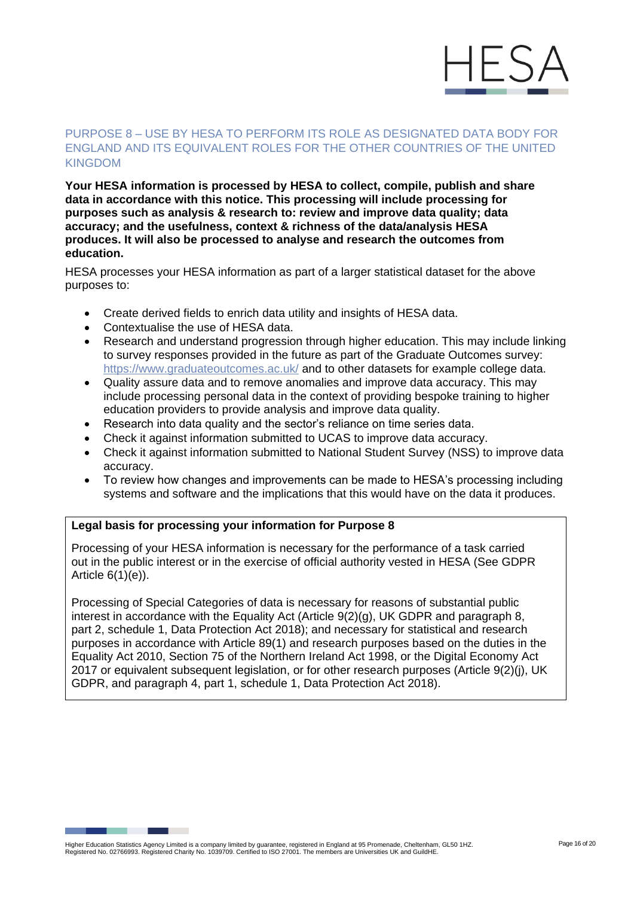## PURPOSE 8 – USE BY HESA TO PERFORM ITS ROLE AS DESIGNATED DATA BODY FOR ENGLAND AND ITS EQUIVALENT ROLES FOR THE OTHER COUNTRIES OF THE UNITED KINGDOM

**Your HESA information is processed by HESA to collect, compile, publish and share data in accordance with this notice. This processing will include processing for purposes such as analysis & research to: review and improve data quality; data accuracy; and the usefulness, context & richness of the data/analysis HESA produces. It will also be processed to analyse and research the outcomes from education.**

HESA processes your HESA information as part of a larger statistical dataset for the above purposes to:

- Create derived fields to enrich data utility and insights of HESA data.
- Contextualise the use of HESA data.
- Research and understand progression through higher education. This may include linking to survey responses provided in the future as part of the Graduate Outcomes survey: https://www.graduateoutcomes.ac.uk/ and to other datasets for example college data.
- Quality assure data and to remove anomalies and improve data accuracy. This may include processing personal data in the context of providing bespoke training to higher education providers to provide analysis and improve data quality.
- Research into data quality and the sector's reliance on time series data.
- Check it against information submitted to UCAS to improve data accuracy.
- Check it against information submitted to National Student Survey (NSS) to improve data accuracy.
- To review how changes and improvements can be made to HESA's processing including systems and software and the implications that this would have on the data it produces.

**Legal basis for processing your information for Purpose 8**

Processing of your HESA information is necessary for the performance of a task carried out in the public interest or in the exercise of official authority vested in HESA (See GDPR Article 6(1)(e)).

Processing of Special Categories of data is necessary for reasons of substantial public interest in accordance with the Equality Act (Article 9(2)(g), UK GDPR and paragraph 8, part 2, schedule 1, Data Protection Act 2018); and necessary for statistical and research purposes in accordance with Article 89(1) and research purposes based on the duties in the Equality Act 2010, Section 75 of the Northern Ireland Act 1998, or the Digital Economy Act 2017 or equivalent subsequent legislation, or for other research purposes (Article 9(2)(j), UK GDPR, and paragraph 4, part 1, schedule 1, Data Protection Act 2018).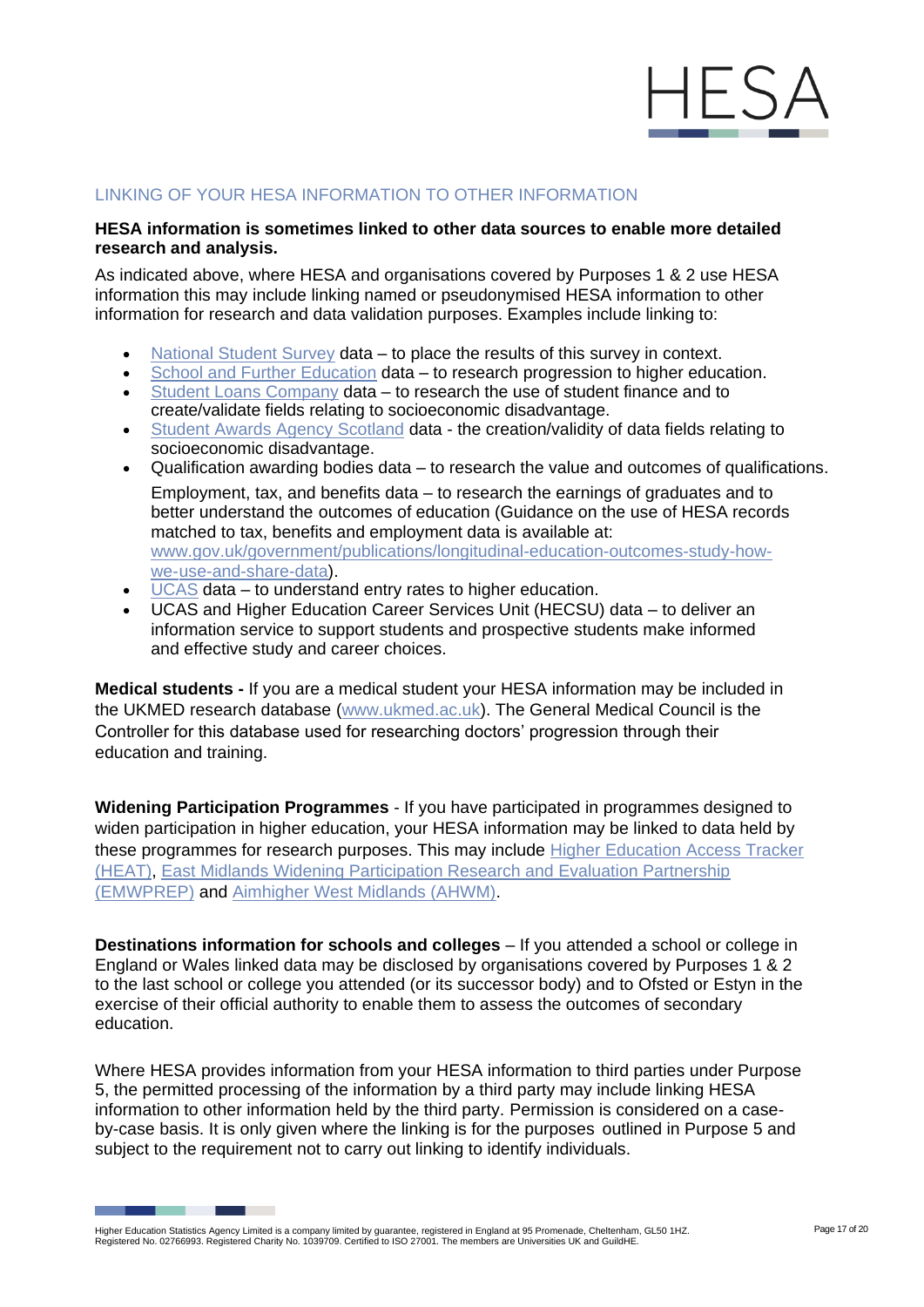## LINKING OF YOUR HESA INFORMATION TO OTHER INFORMATION

**HESA information is sometimes linked to other data sources to enable more detailed research and analysis.**

As indicated above, where HESA and organisations covered by Purposes 1 & 2 use HESA information this may include linking named or pseudonymised HESA information to other information for research and data validation purposes. Examples include linking to:

- National Student Survey data – to place the results of this survey in context.
- School and Further Education data – to research progression to higher education.
- Student Loans Company data – to research the use of student finance and to create/validate fields relating to socioeconomic disadvantage.
- Student Awards Agency Scotland data - the creation/validity of data fields relating to socioeconomic disadvantage.
- Qualification awarding bodies data – to research the value and outcomes of qualifications.
  Employment, tax, and benefits data – to research the earnings of graduates and to better understand the outcomes of education (Guidance on the use of HESA records matched to tax, benefits and employment data is available at: www.gov.uk/government/publications/longitudinal-education-outcomes-study-how-we-use-and-share-data).
- UCAS data – to understand entry rates to higher education.
- UCAS and Higher Education Career Services Unit (HECSU) data – to deliver an information service to support students and prospective students make informed and effective study and career choices.

**Medical students -** If you are a medical student your HESA information may be included in the UKMED research database (www.ukmed.ac.uk). The General Medical Council is the Controller for this database used for researching doctors' progression through their education and training.

**Widening Participation Programmes** - If you have participated in programmes designed to widen participation in higher education, your HESA information may be linked to data held by these programmes for research purposes. This may include Higher Education Access Tracker (HEAT), East Midlands Widening Participation Research and Evaluation Partnership (EMWPREP) and Aimhigher West Midlands (AHWM).

**Destinations information for schools and colleges** – If you attended a school or college in England or Wales linked data may be disclosed by organisations covered by Purposes 1 & 2 to the last school or college you attended (or its successor body) and to Ofsted or Estyn in the exercise of their official authority to enable them to assess the outcomes of secondary education.

Where HESA provides information from your HESA information to third parties under Purpose 5, the permitted processing of the information by a third party may include linking HESA information to other information held by the third party. Permission is considered on a case-by-case basis. It is only given where the linking is for the purposes outlined in Purpose 5 and subject to the requirement not to carry out linking to identify individuals.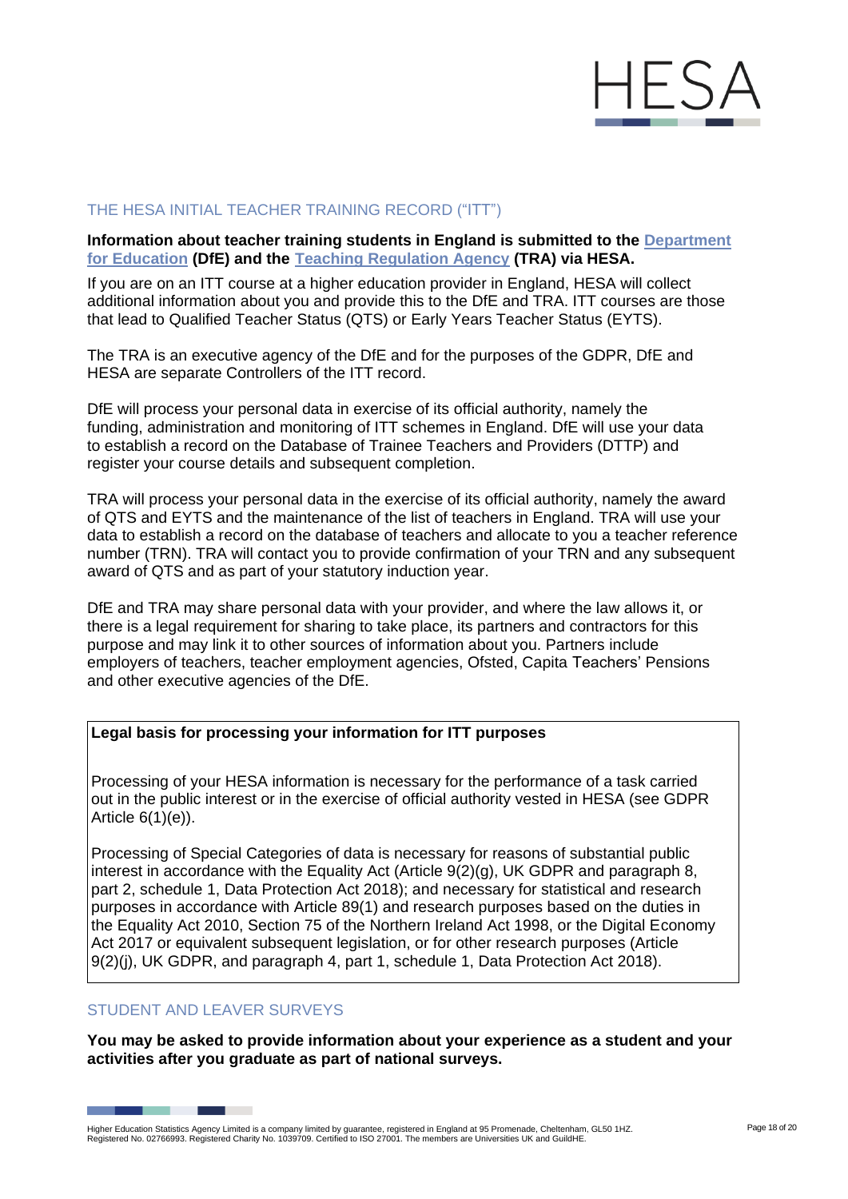## THE HESA INITIAL TEACHER TRAINING RECORD ("ITT")

**Information about teacher training students in England is submitted to the Department for Education (DfE) and the Teaching Regulation Agency (TRA) via HESA.**

If you are on an ITT course at a higher education provider in England, HESA will collect additional information about you and provide this to the DfE and TRA. ITT courses are those that lead to Qualified Teacher Status (QTS) or Early Years Teacher Status (EYTS).

The TRA is an executive agency of the DfE and for the purposes of the GDPR, DfE and HESA are separate Controllers of the ITT record.

DfE will process your personal data in exercise of its official authority, namely the funding, administration and monitoring of ITT schemes in England. DfE will use your data to establish a record on the Database of Trainee Teachers and Providers (DTTP) and register your course details and subsequent completion.

TRA will process your personal data in the exercise of its official authority, namely the award of QTS and EYTS and the maintenance of the list of teachers in England. TRA will use your data to establish a record on the database of teachers and allocate to you a teacher reference number (TRN). TRA will contact you to provide confirmation of your TRN and any subsequent award of QTS and as part of your statutory induction year.

DfE and TRA may share personal data with your provider, and where the law allows it, or there is a legal requirement for sharing to take place, its partners and contractors for this purpose and may link it to other sources of information about you. Partners include employers of teachers, teacher employment agencies, Ofsted, Capita Teachers' Pensions and other executive agencies of the DfE.

**Legal basis for processing your information for ITT purposes**

Processing of your HESA information is necessary for the performance of a task carried out in the public interest or in the exercise of official authority vested in HESA (see GDPR Article 6(1)(e)).

Processing of Special Categories of data is necessary for reasons of substantial public interest in accordance with the Equality Act (Article 9(2)(g), UK GDPR and paragraph 8, part 2, schedule 1, Data Protection Act 2018); and necessary for statistical and research purposes in accordance with Article 89(1) and research purposes based on the duties in the Equality Act 2010, Section 75 of the Northern Ireland Act 1998, or the Digital Economy Act 2017 or equivalent subsequent legislation, or for other research purposes (Article 9(2)(j), UK GDPR, and paragraph 4, part 1, schedule 1, Data Protection Act 2018).

## STUDENT AND LEAVER SURVEYS

**You may be asked to provide information about your experience as a student and your activities after you graduate as part of national surveys.**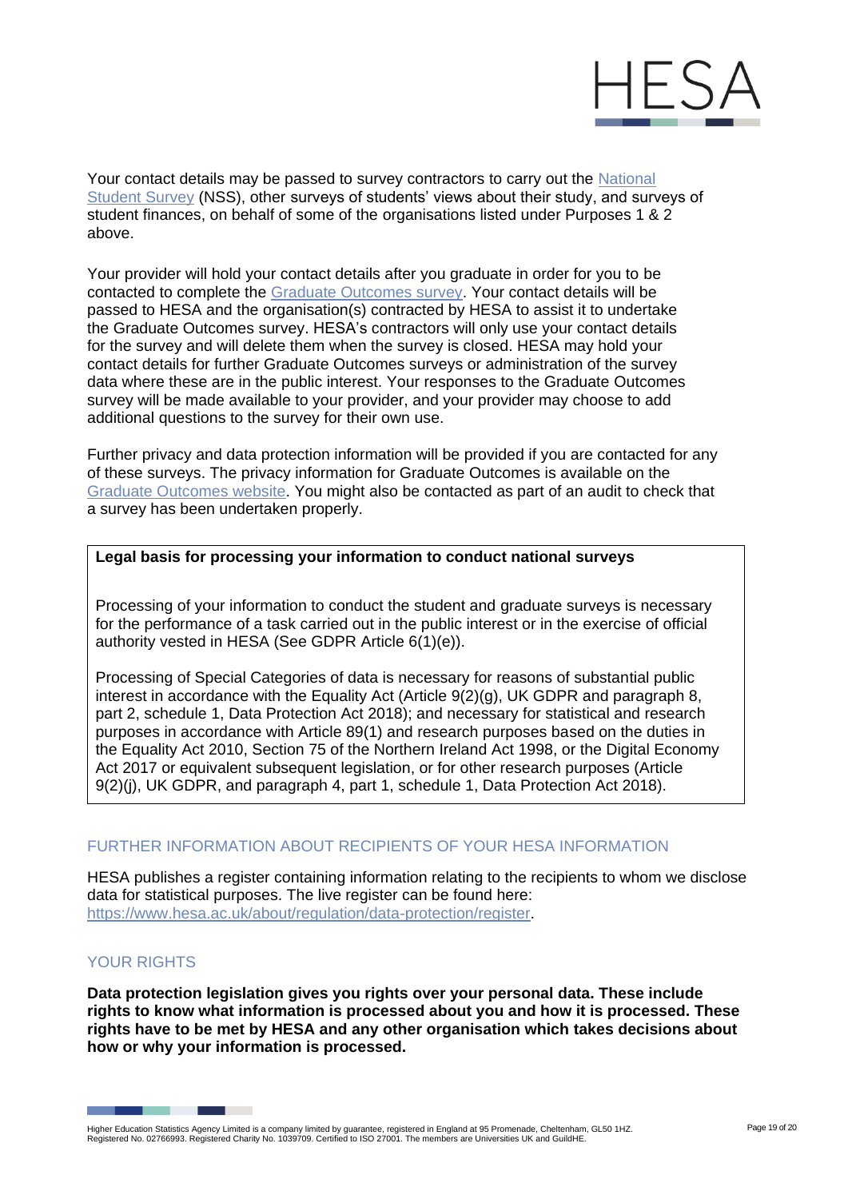Your contact details may be passed to survey contractors to carry out the [National Student Survey](#) (NSS), other surveys of students' views about their study, and surveys of student finances, on behalf of some of the organisations listed under Purposes 1 & 2 above.

Your provider will hold your contact details after you graduate in order for you to be contacted to complete the [Graduate Outcomes survey](#). Your contact details will be passed to HESA and the organisation(s) contracted by HESA to assist it to undertake the Graduate Outcomes survey. HESA's contractors will only use your contact details for the survey and will delete them when the survey is closed. HESA may hold your contact details for further Graduate Outcomes surveys or administration of the survey data where these are in the public interest. Your responses to the Graduate Outcomes survey will be made available to your provider, and your provider may choose to add additional questions to the survey for their own use.

Further privacy and data protection information will be provided if you are contacted for any of these surveys. The privacy information for Graduate Outcomes is available on the [Graduate Outcomes website](#). You might also be contacted as part of an audit to check that a survey has been undertaken properly.

**Legal basis for processing your information to conduct national surveys**

Processing of your information to conduct the student and graduate surveys is necessary for the performance of a task carried out in the public interest or in the exercise of official authority vested in HESA (See GDPR Article 6(1)(e)).

Processing of Special Categories of data is necessary for reasons of substantial public interest in accordance with the Equality Act (Article 9(2)(g), UK GDPR and paragraph 8, part 2, schedule 1, Data Protection Act 2018); and necessary for statistical and research purposes in accordance with Article 89(1) and research purposes based on the duties in the Equality Act 2010, Section 75 of the Northern Ireland Act 1998, or the Digital Economy Act 2017 or equivalent subsequent legislation, or for other research purposes (Article 9(2)(j), UK GDPR, and paragraph 4, part 1, schedule 1, Data Protection Act 2018).

## FURTHER INFORMATION ABOUT RECIPIENTS OF YOUR HESA INFORMATION

HESA publishes a register containing information relating to the recipients to whom we disclose data for statistical purposes. The live register can be found here: https://www.hesa.ac.uk/about/regulation/data-protection/register.

## YOUR RIGHTS

**Data protection legislation gives you rights over your personal data. These include rights to know what information is processed about you and how it is processed. These rights have to be met by HESA and any other organisation which takes decisions about how or why your information is processed.**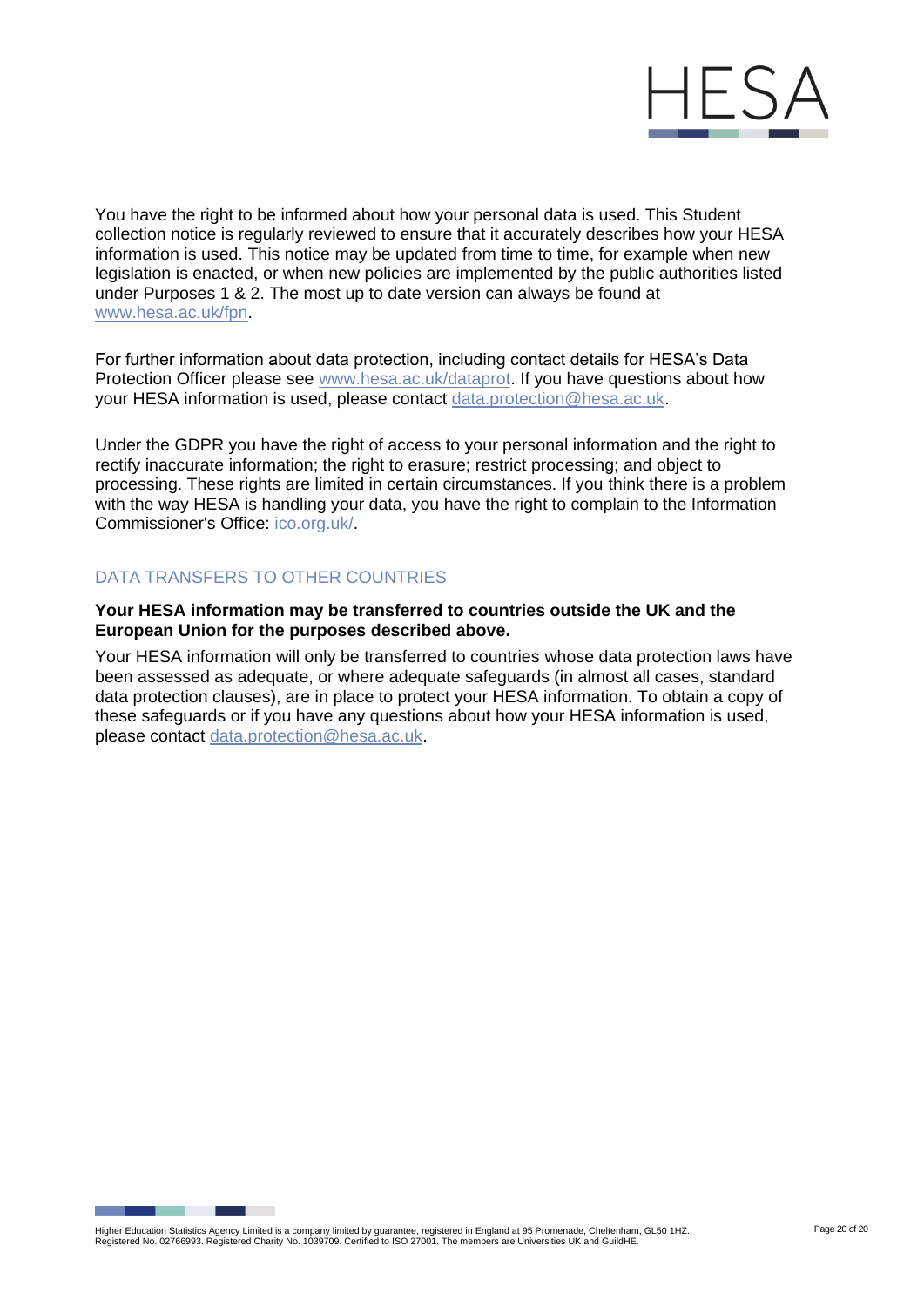You have the right to be informed about how your personal data is used. This Student collection notice is regularly reviewed to ensure that it accurately describes how your HESA information is used. This notice may be updated from time to time, for example when new legislation is enacted, or when new policies are implemented by the public authorities listed under Purposes 1 & 2. The most up to date version can always be found at www.hesa.ac.uk/fpn.

For further information about data protection, including contact details for HESA's Data Protection Officer please see www.hesa.ac.uk/dataprot. If you have questions about how your HESA information is used, please contact data.protection@hesa.ac.uk.

Under the GDPR you have the right of access to your personal information and the right to rectify inaccurate information; the right to erasure; restrict processing; and object to processing. These rights are limited in certain circumstances. If you think there is a problem with the way HESA is handling your data, you have the right to complain to the Information Commissioner's Office: ico.org.uk/.

## DATA TRANSFERS TO OTHER COUNTRIES

**Your HESA information may be transferred to countries outside the UK and the European Union for the purposes described above.**

Your HESA information will only be transferred to countries whose data protection laws have been assessed as adequate, or where adequate safeguards (in almost all cases, standard data protection clauses), are in place to protect your HESA information. To obtain a copy of these safeguards or if you have any questions about how your HESA information is used, please contact data.protection@hesa.ac.uk.